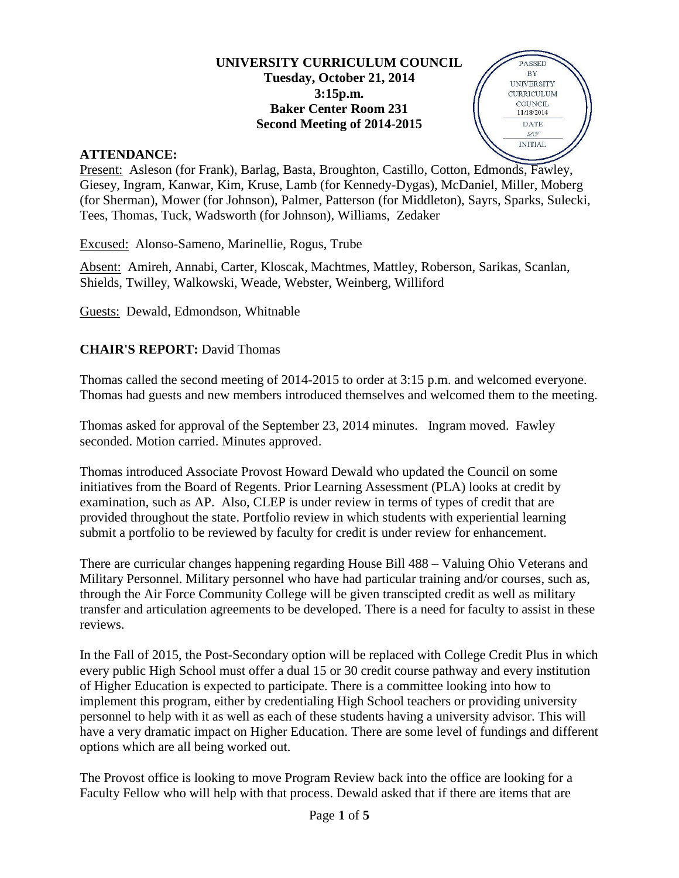**UNIVERSITY CURRICULUM COUNCIL**
**Tuesday, October 21, 2014**
**3:15p.m.**
**Baker Center Room 231**
**Second Meeting of 2014-2015**

PASSED BY UNIVERSITY CURRICULUM COUNCIL
11/18/2014
DATE
INITIAL

## ATTENDANCE:

Present: Asleson (for Frank), Barlag, Basta, Broughton, Castillo, Cotton, Edmonds, Fawley, Giesey, Ingram, Kanwar, Kim, Kruse, Lamb (for Kennedy-Dygas), McDaniel, Miller, Moberg (for Sherman), Mower (for Johnson), Palmer, Patterson (for Middleton), Sayrs, Sparks, Sulecki, Tees, Thomas, Tuck, Wadsworth (for Johnson), Williams, Zedaker

Excused: Alonso-Sameno, Marinellie, Rogus, Trube

Absent: Amireh, Annabi, Carter, Kloscak, Machtmes, Mattley, Roberson, Sarikas, Scanlan, Shields, Twilley, Walkowski, Weade, Webster, Weinberg, Williford

Guests: Dewald, Edmondson, Whitnable

## CHAIR'S REPORT: David Thomas

Thomas called the second meeting of 2014-2015 to order at 3:15 p.m. and welcomed everyone. Thomas had guests and new members introduced themselves and welcomed them to the meeting.

Thomas asked for approval of the September 23, 2014 minutes. Ingram moved. Fawley seconded. Motion carried. Minutes approved.

Thomas introduced Associate Provost Howard Dewald who updated the Council on some initiatives from the Board of Regents. Prior Learning Assessment (PLA) looks at credit by examination, such as AP. Also, CLEP is under review in terms of types of credit that are provided throughout the state. Portfolio review in which students with experiential learning submit a portfolio to be reviewed by faculty for credit is under review for enhancement.

There are curricular changes happening regarding House Bill 488 – Valuing Ohio Veterans and Military Personnel. Military personnel who have had particular training and/or courses, such as, through the Air Force Community College will be given transcipted credit as well as military transfer and articulation agreements to be developed. There is a need for faculty to assist in these reviews.

In the Fall of 2015, the Post-Secondary option will be replaced with College Credit Plus in which every public High School must offer a dual 15 or 30 credit course pathway and every institution of Higher Education is expected to participate. There is a committee looking into how to implement this program, either by credentialing High School teachers or providing university personnel to help with it as well as each of these students having a university advisor. This will have a very dramatic impact on Higher Education. There are some level of fundings and different options which are all being worked out.

The Provost office is looking to move Program Review back into the office are looking for a Faculty Fellow who will help with that process. Dewald asked that if there are items that are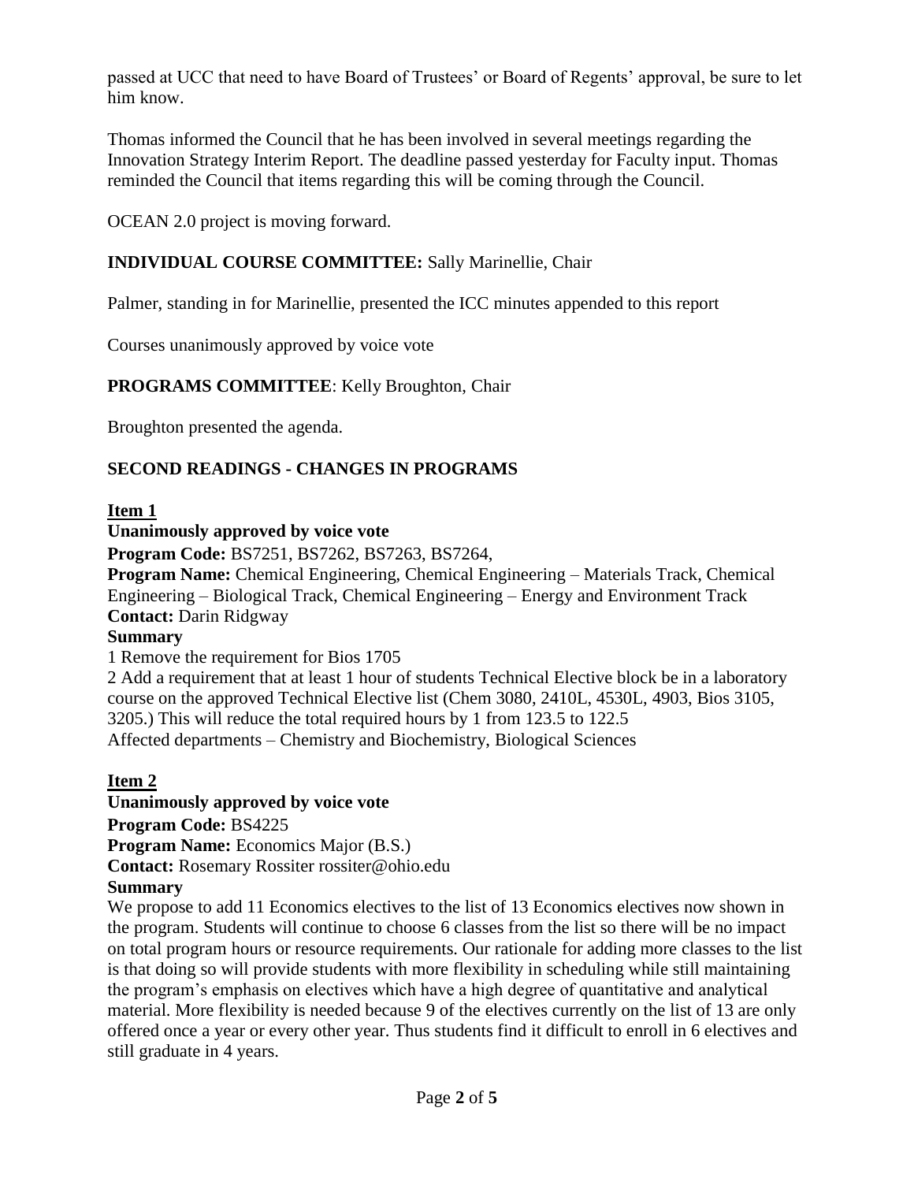passed at UCC that need to have Board of Trustees' or Board of Regents' approval, be sure to let him know.

Thomas informed the Council that he has been involved in several meetings regarding the Innovation Strategy Interim Report. The deadline passed yesterday for Faculty input. Thomas reminded the Council that items regarding this will be coming through the Council.

OCEAN 2.0 project is moving forward.

**INDIVIDUAL COURSE COMMITTEE:** Sally Marinellie, Chair

Palmer, standing in for Marinellie, presented the ICC minutes appended to this report

Courses unanimously approved by voice vote

**PROGRAMS COMMITTEE**: Kelly Broughton, Chair

Broughton presented the agenda.

## SECOND READINGS - CHANGES IN PROGRAMS

**Item 1**

**Unanimously approved by voice vote**

**Program Code:** BS7251, BS7262, BS7263, BS7264,

**Program Name:** Chemical Engineering, Chemical Engineering – Materials Track, Chemical Engineering – Biological Track, Chemical Engineering – Energy and Environment Track

**Contact:** Darin Ridgway

**Summary**

1 Remove the requirement for Bios 1705

2 Add a requirement that at least 1 hour of students Technical Elective block be in a laboratory course on the approved Technical Elective list (Chem 3080, 2410L, 4530L, 4903, Bios 3105, 3205.) This will reduce the total required hours by 1 from 123.5 to 122.5

Affected departments – Chemistry and Biochemistry, Biological Sciences

**Item 2**

**Unanimously approved by voice vote**

**Program Code:** BS4225

**Program Name:** Economics Major (B.S.)

**Contact:** Rosemary Rossiter rossiter@ohio.edu

**Summary**

We propose to add 11 Economics electives to the list of 13 Economics electives now shown in the program. Students will continue to choose 6 classes from the list so there will be no impact on total program hours or resource requirements. Our rationale for adding more classes to the list is that doing so will provide students with more flexibility in scheduling while still maintaining the program's emphasis on electives which have a high degree of quantitative and analytical material. More flexibility is needed because 9 of the electives currently on the list of 13 are only offered once a year or every other year. Thus students find it difficult to enroll in 6 electives and still graduate in 4 years.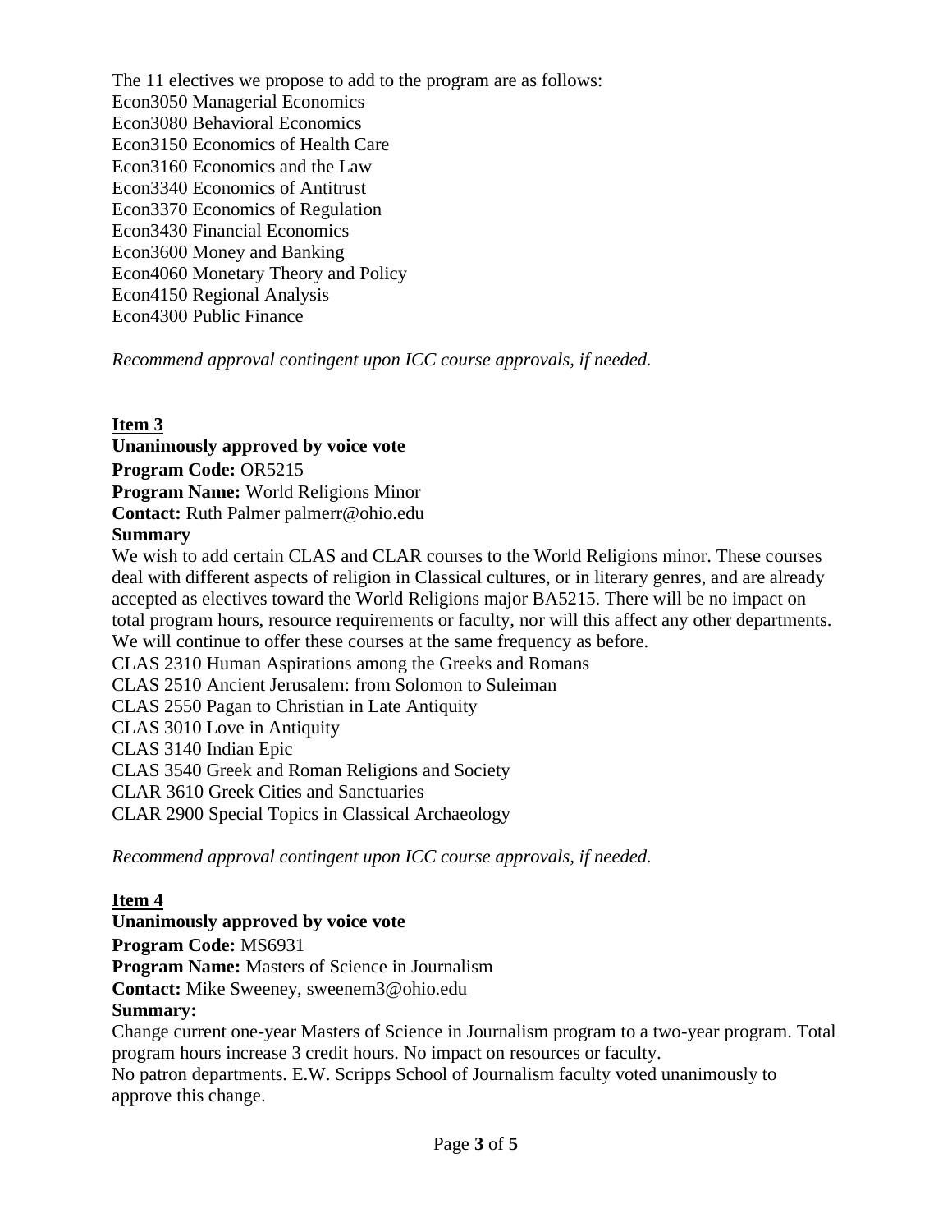The 11 electives we propose to add to the program are as follows:
Econ3050 Managerial Economics
Econ3080 Behavioral Economics
Econ3150 Economics of Health Care
Econ3160 Economics and the Law
Econ3340 Economics of Antitrust
Econ3370 Economics of Regulation
Econ3430 Financial Economics
Econ3600 Money and Banking
Econ4060 Monetary Theory and Policy
Econ4150 Regional Analysis
Econ4300 Public Finance

*Recommend approval contingent upon ICC course approvals, if needed.*

**Item 3**

**Unanimously approved by voice vote**
**Program Code:** OR5215
**Program Name:** World Religions Minor
**Contact:** Ruth Palmer palmerr@ohio.edu
**Summary**
We wish to add certain CLAS and CLAR courses to the World Religions minor. These courses deal with different aspects of religion in Classical cultures, or in literary genres, and are already accepted as electives toward the World Religions major BA5215. There will be no impact on total program hours, resource requirements or faculty, nor will this affect any other departments. We will continue to offer these courses at the same frequency as before.
CLAS 2310 Human Aspirations among the Greeks and Romans
CLAS 2510 Ancient Jerusalem: from Solomon to Suleiman
CLAS 2550 Pagan to Christian in Late Antiquity
CLAS 3010 Love in Antiquity
CLAS 3140 Indian Epic
CLAS 3540 Greek and Roman Religions and Society
CLAR 3610 Greek Cities and Sanctuaries
CLAR 2900 Special Topics in Classical Archaeology

*Recommend approval contingent upon ICC course approvals, if needed.*

**Item 4**

**Unanimously approved by voice vote**
**Program Code:** MS6931
**Program Name:** Masters of Science in Journalism
**Contact:** Mike Sweeney, sweenem3@ohio.edu
**Summary:**
Change current one-year Masters of Science in Journalism program to a two-year program. Total program hours increase 3 credit hours. No impact on resources or faculty.
No patron departments. E.W. Scripps School of Journalism faculty voted unanimously to approve this change.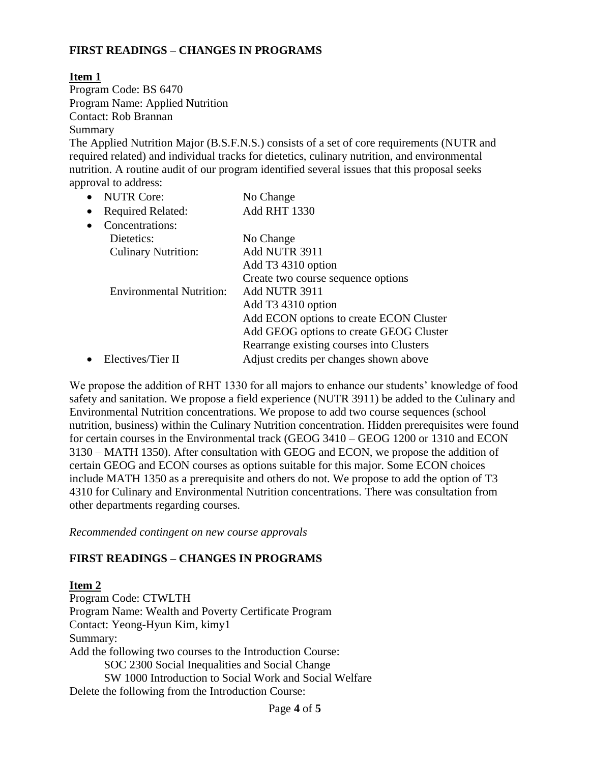## FIRST READINGS – CHANGES IN PROGRAMS

**Item 1**

Program Code: BS 6470
Program Name: Applied Nutrition
Contact: Rob Brannan
Summary
The Applied Nutrition Major (B.S.F.N.S.) consists of a set of core requirements (NUTR and required related) and individual tracks for dietetics, culinary nutrition, and environmental nutrition. A routine audit of our program identified several issues that this proposal seeks approval to address:

- NUTR Core: No Change
- Required Related: Add RHT 1330
- Concentrations:
  - Dietetics: No Change
  - Culinary Nutrition: Add NUTR 3911; Add T3 4310 option; Create two course sequence options
  - Environmental Nutrition: Add NUTR 3911; Add T3 4310 option; Add ECON options to create ECON Cluster; Add GEOG options to create GEOG Cluster; Rearrange existing courses into Clusters
- Electives/Tier II: Adjust credits per changes shown above

We propose the addition of RHT 1330 for all majors to enhance our students' knowledge of food safety and sanitation. We propose a field experience (NUTR 3911) be added to the Culinary and Environmental Nutrition concentrations. We propose to add two course sequences (school nutrition, business) within the Culinary Nutrition concentration. Hidden prerequisites were found for certain courses in the Environmental track (GEOG 3410 – GEOG 1200 or 1310 and ECON 3130 – MATH 1350). After consultation with GEOG and ECON, we propose the addition of certain GEOG and ECON courses as options suitable for this major. Some ECON choices include MATH 1350 as a prerequisite and others do not. We propose to add the option of T3 4310 for Culinary and Environmental Nutrition concentrations. There was consultation from other departments regarding courses.

*Recommended contingent on new course approvals*

## FIRST READINGS – CHANGES IN PROGRAMS

**Item 2**

Program Code: CTWLTH
Program Name: Wealth and Poverty Certificate Program
Contact: Yeong-Hyun Kim, kimy1
Summary:
Add the following two courses to the Introduction Course:

SOC 2300 Social Inequalities and Social Change
SW 1000 Introduction to Social Work and Social Welfare

Delete the following from the Introduction Course: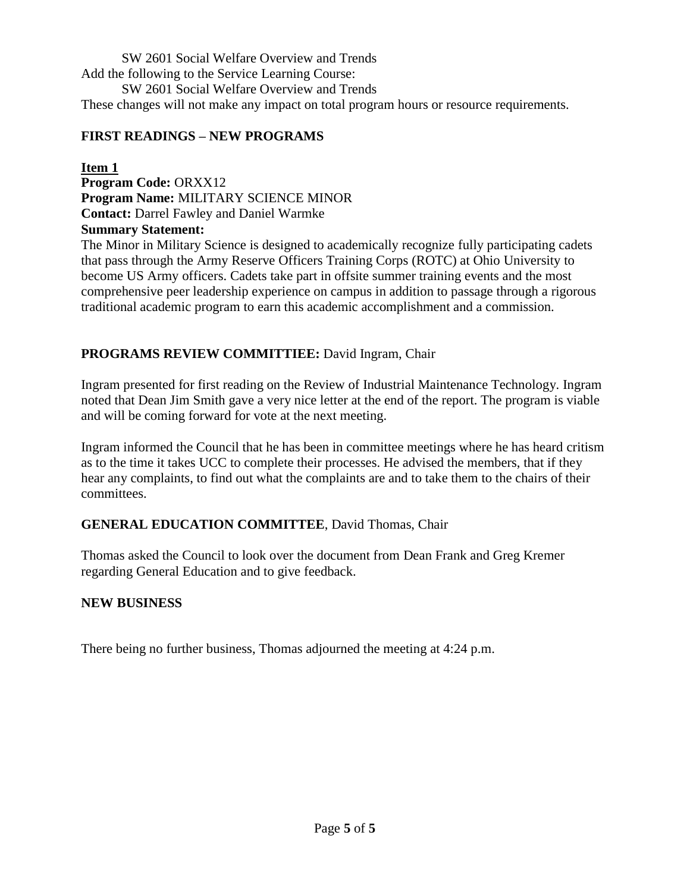SW 2601 Social Welfare Overview and Trends

Add the following to the Service Learning Course:

SW 2601 Social Welfare Overview and Trends

These changes will not make any impact on total program hours or resource requirements.

**FIRST READINGS – NEW PROGRAMS**

**Item 1**

**Program Code:** ORXX12

**Program Name:** MILITARY SCIENCE MINOR

**Contact:** Darrel Fawley and Daniel Warmke

**Summary Statement:**

The Minor in Military Science is designed to academically recognize fully participating cadets that pass through the Army Reserve Officers Training Corps (ROTC) at Ohio University to become US Army officers. Cadets take part in offsite summer training events and the most comprehensive peer leadership experience on campus in addition to passage through a rigorous traditional academic program to earn this academic accomplishment and a commission.

**PROGRAMS REVIEW COMMITTIEE:** David Ingram, Chair

Ingram presented for first reading on the Review of Industrial Maintenance Technology. Ingram noted that Dean Jim Smith gave a very nice letter at the end of the report. The program is viable and will be coming forward for vote at the next meeting.

Ingram informed the Council that he has been in committee meetings where he has heard critism as to the time it takes UCC to complete their processes. He advised the members, that if they hear any complaints, to find out what the complaints are and to take them to the chairs of their committees.

**GENERAL EDUCATION COMMITTEE**, David Thomas, Chair

Thomas asked the Council to look over the document from Dean Frank and Greg Kremer regarding General Education and to give feedback.

**NEW BUSINESS**

There being no further business, Thomas adjourned the meeting at 4:24 p.m.